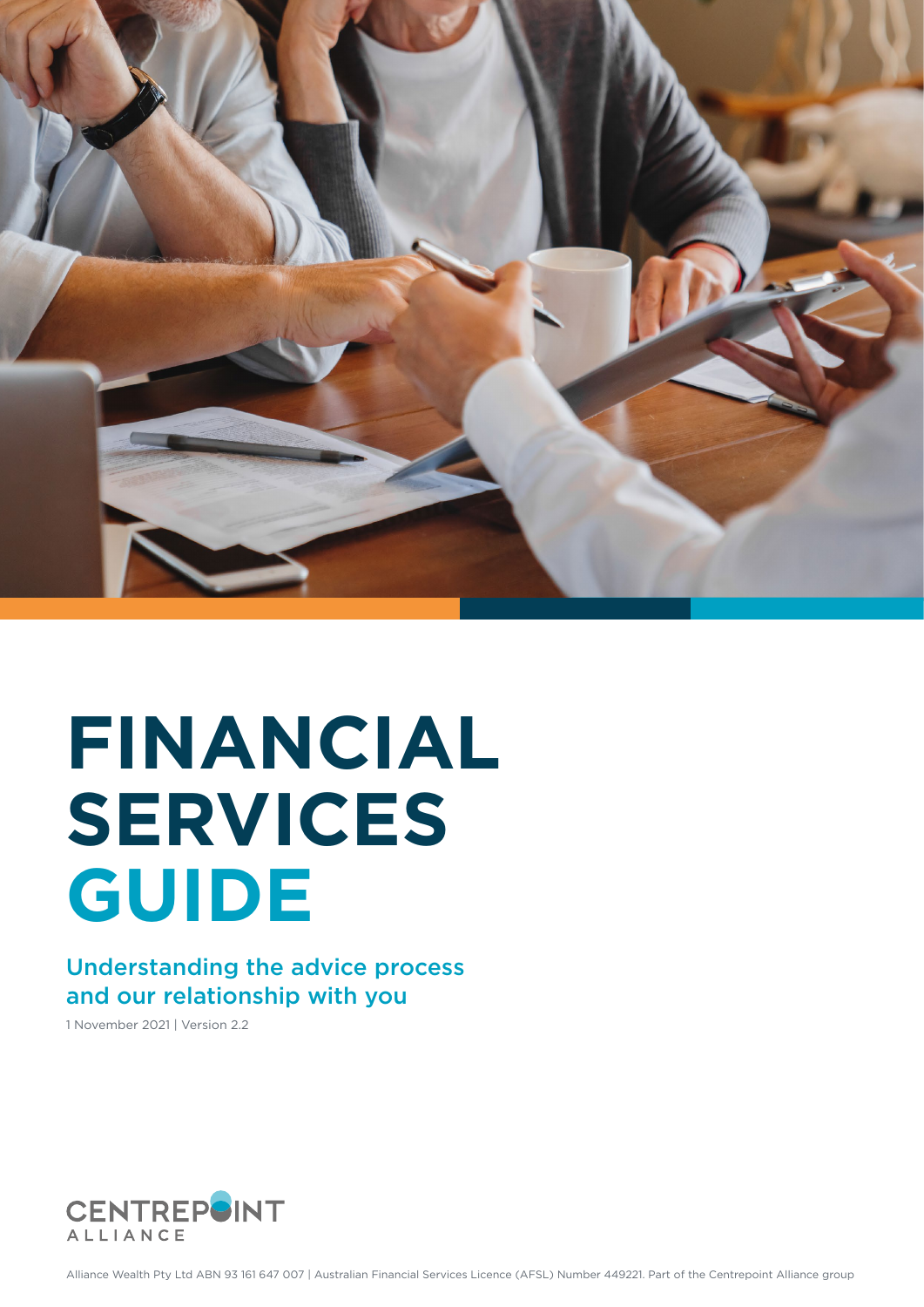# FINANCIAL SERVICES GUIDE

## Understanding the advice process and our relationship with you

1 November 2021 | Version 2.2

CENTREPOINT ALLIANCE

Alliance Wealth Pty Ltd ABN 93 161 647 007 | Australian Financial Services Licence (AFSL) Number 449221. Part of the Centrepoint Alliance group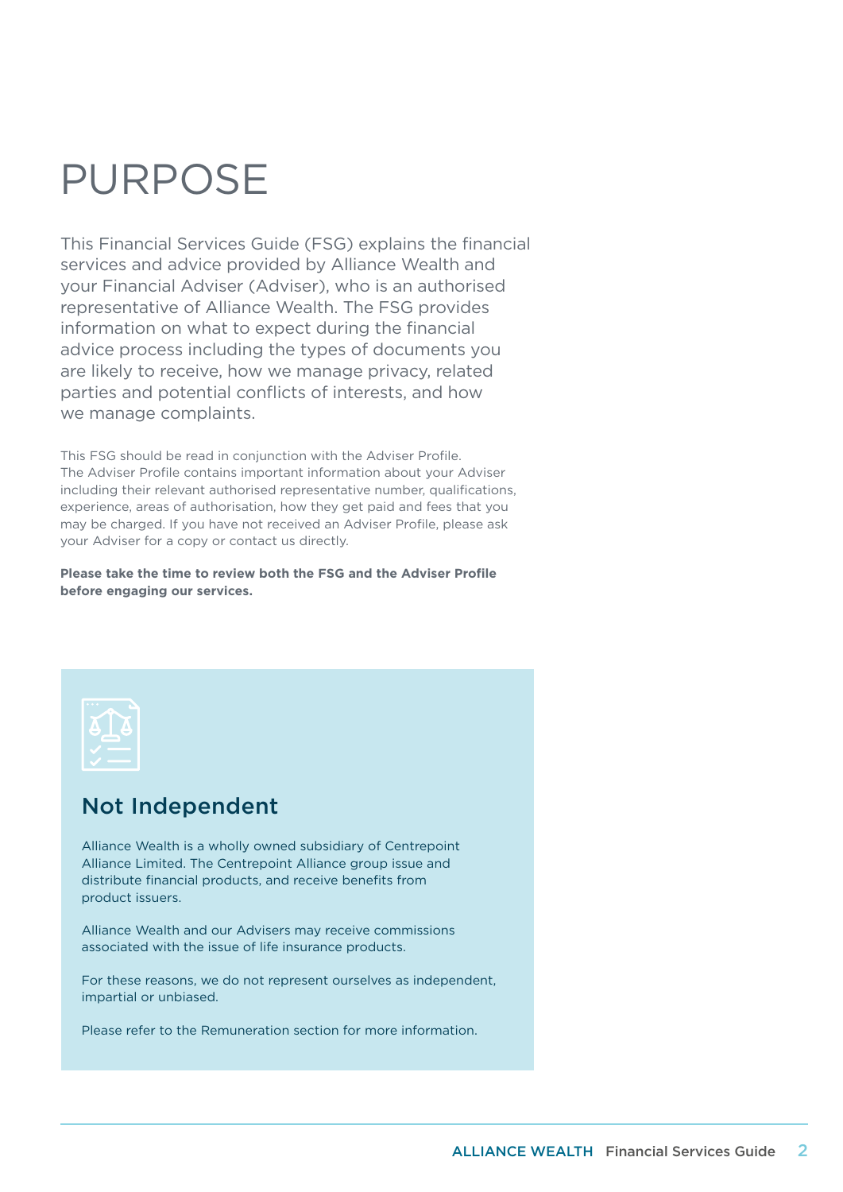# PURPOSE

This Financial Services Guide (FSG) explains the financial services and advice provided by Alliance Wealth and your Financial Adviser (Adviser), who is an authorised representative of Alliance Wealth. The FSG provides information on what to expect during the financial advice process including the types of documents you are likely to receive, how we manage privacy, related parties and potential conflicts of interests, and how we manage complaints.

This FSG should be read in conjunction with the Adviser Profile. The Adviser Profile contains important information about your Adviser including their relevant authorised representative number, qualifications, experience, areas of authorisation, how they get paid and fees that you may be charged. If you have not received an Adviser Profile, please ask your Adviser for a copy or contact us directly.

**Please take the time to review both the FSG and the Adviser Profile before engaging our services.**

## Not Independent

Alliance Wealth is a wholly owned subsidiary of Centrepoint Alliance Limited. The Centrepoint Alliance group issue and distribute financial products, and receive benefits from product issuers.

Alliance Wealth and our Advisers may receive commissions associated with the issue of life insurance products.

For these reasons, we do not represent ourselves as independent, impartial or unbiased.

Please refer to the Remuneration section for more information.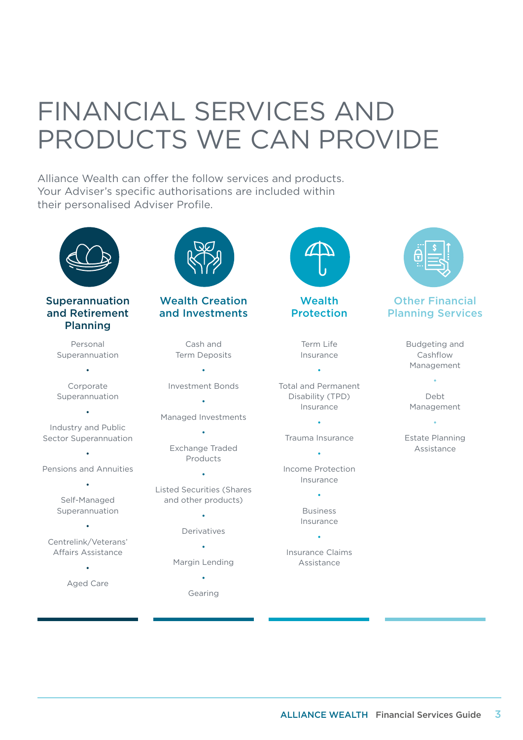# FINANCIAL SERVICES AND PRODUCTS WE CAN PROVIDE

Alliance Wealth can offer the follow services and products. Your Adviser's specific authorisations are included within their personalised Adviser Profile.

## Superannuation and Retirement Planning

- Personal Superannuation
- Corporate Superannuation
- Industry and Public Sector Superannuation
- Pensions and Annuities
- Self-Managed Superannuation
- Centrelink/Veterans' Affairs Assistance
- Aged Care

## Wealth Creation and Investments

- Cash and Term Deposits
- Investment Bonds
- Managed Investments
- Exchange Traded Products
- Listed Securities (Shares and other products)
- Derivatives
- Margin Lending
- Gearing

## Wealth Protection

- Term Life Insurance
- Total and Permanent Disability (TPD) Insurance
- Trauma Insurance
- Income Protection Insurance
- Business Insurance
- Insurance Claims Assistance

## Other Financial Planning Services

- Budgeting and Cashflow Management
- Debt Management
- Estate Planning Assistance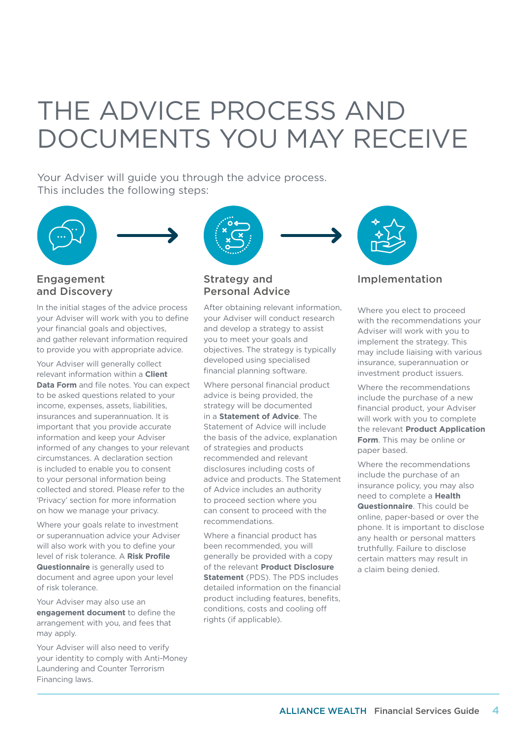# THE ADVICE PROCESS AND DOCUMENTS YOU MAY RECEIVE

Your Adviser will guide you through the advice process. This includes the following steps:

## Engagement and Discovery

In the initial stages of the advice process your Adviser will work with you to define your financial goals and objectives, and gather relevant information required to provide you with appropriate advice.

Your Adviser will generally collect relevant information within a **Client Data Form** and file notes. You can expect to be asked questions related to your income, expenses, assets, liabilities, insurances and superannuation. It is important that you provide accurate information and keep your Adviser informed of any changes to your relevant circumstances. A declaration section is included to enable you to consent to your personal information being collected and stored. Please refer to the 'Privacy' section for more information on how we manage your privacy.

Where your goals relate to investment or superannuation advice your Adviser will also work with you to define your level of risk tolerance. A **Risk Profile Questionnaire** is generally used to document and agree upon your level of risk tolerance.

Your Adviser may also use an **engagement document** to define the arrangement with you, and fees that may apply.

Your Adviser will also need to verify your identity to comply with Anti-Money Laundering and Counter Terrorism Financing laws.

## Strategy and Personal Advice

After obtaining relevant information, your Adviser will conduct research and develop a strategy to assist you to meet your goals and objectives. The strategy is typically developed using specialised financial planning software.

Where personal financial product advice is being provided, the strategy will be documented in a **Statement of Advice**. The Statement of Advice will include the basis of the advice, explanation of strategies and products recommended and relevant disclosures including costs of advice and products. The Statement of Advice includes an authority to proceed section where you can consent to proceed with the recommendations.

Where a financial product has been recommended, you will generally be provided with a copy of the relevant **Product Disclosure Statement** (PDS). The PDS includes detailed information on the financial product including features, benefits, conditions, costs and cooling off rights (if applicable).

## Implementation

Where you elect to proceed with the recommendations your Adviser will work with you to implement the strategy. This may include liaising with various insurance, superannuation or investment product issuers.

Where the recommendations include the purchase of a new financial product, your Adviser will work with you to complete the relevant **Product Application Form**. This may be online or paper based.

Where the recommendations include the purchase of an insurance policy, you may also need to complete a **Health Questionnaire**. This could be online, paper-based or over the phone. It is important to disclose any health or personal matters truthfully. Failure to disclose certain matters may result in a claim being denied.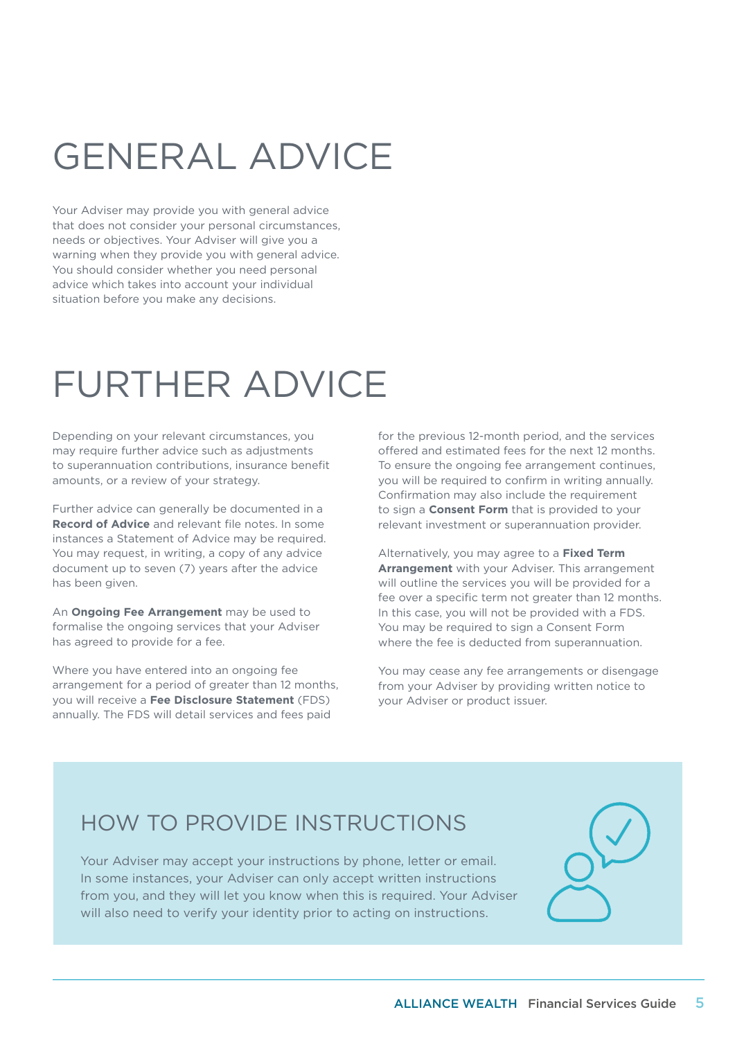# GENERAL ADVICE

Your Adviser may provide you with general advice that does not consider your personal circumstances, needs or objectives. Your Adviser will give you a warning when they provide you with general advice. You should consider whether you need personal advice which takes into account your individual situation before you make any decisions.

# FURTHER ADVICE

Depending on your relevant circumstances, you may require further advice such as adjustments to superannuation contributions, insurance benefit amounts, or a review of your strategy.

Further advice can generally be documented in a **Record of Advice** and relevant file notes. In some instances a Statement of Advice may be required. You may request, in writing, a copy of any advice document up to seven (7) years after the advice has been given.

An **Ongoing Fee Arrangement** may be used to formalise the ongoing services that your Adviser has agreed to provide for a fee.

Where you have entered into an ongoing fee arrangement for a period of greater than 12 months, you will receive a **Fee Disclosure Statement** (FDS) annually. The FDS will detail services and fees paid for the previous 12-month period, and the services offered and estimated fees for the next 12 months. To ensure the ongoing fee arrangement continues, you will be required to confirm in writing annually. Confirmation may also include the requirement to sign a **Consent Form** that is provided to your relevant investment or superannuation provider.

Alternatively, you may agree to a **Fixed Term Arrangement** with your Adviser. This arrangement will outline the services you will be provided for a fee over a specific term not greater than 12 months. In this case, you will not be provided with a FDS. You may be required to sign a Consent Form where the fee is deducted from superannuation.

You may cease any fee arrangements or disengage from your Adviser by providing written notice to your Adviser or product issuer.

## HOW TO PROVIDE INSTRUCTIONS

Your Adviser may accept your instructions by phone, letter or email. In some instances, your Adviser can only accept written instructions from you, and they will let you know when this is required. Your Adviser will also need to verify your identity prior to acting on instructions.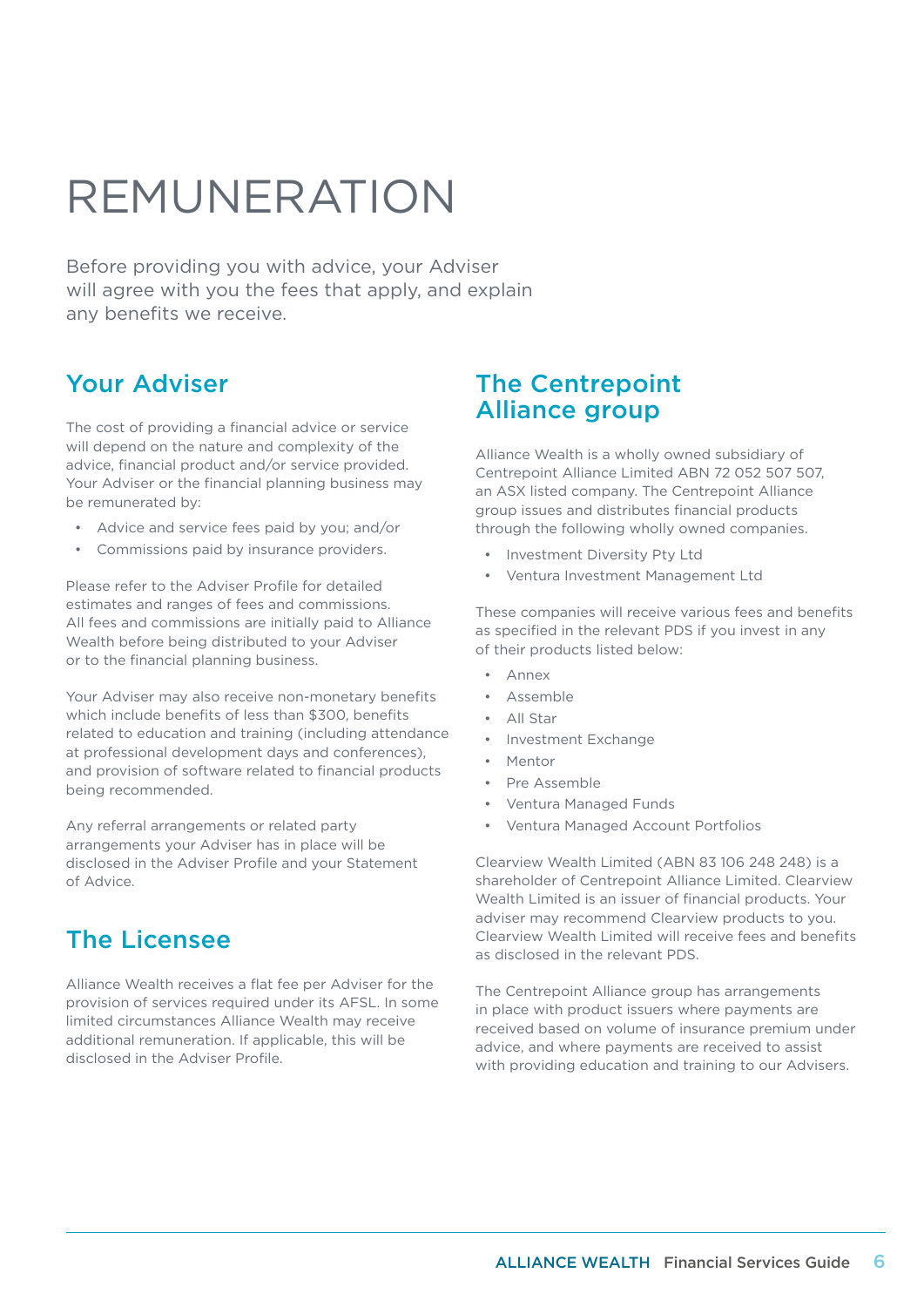# REMUNERATION

Before providing you with advice, your Adviser will agree with you the fees that apply, and explain any benefits we receive.

## Your Adviser

The cost of providing a financial advice or service will depend on the nature and complexity of the advice, financial product and/or service provided. Your Adviser or the financial planning business may be remunerated by:

- Advice and service fees paid by you; and/or
- Commissions paid by insurance providers.

Please refer to the Adviser Profile for detailed estimates and ranges of fees and commissions. All fees and commissions are initially paid to Alliance Wealth before being distributed to your Adviser or to the financial planning business.

Your Adviser may also receive non-monetary benefits which include benefits of less than $300, benefits related to education and training (including attendance at professional development days and conferences), and provision of software related to financial products being recommended.

Any referral arrangements or related party arrangements your Adviser has in place will be disclosed in the Adviser Profile and your Statement of Advice.

## The Licensee

Alliance Wealth receives a flat fee per Adviser for the provision of services required under its AFSL. In some limited circumstances Alliance Wealth may receive additional remuneration. If applicable, this will be disclosed in the Adviser Profile.

## The Centrepoint Alliance group

Alliance Wealth is a wholly owned subsidiary of Centrepoint Alliance Limited ABN 72 052 507 507, an ASX listed company. The Centrepoint Alliance group issues and distributes financial products through the following wholly owned companies.

- Investment Diversity Pty Ltd
- Ventura Investment Management Ltd

These companies will receive various fees and benefits as specified in the relevant PDS if you invest in any of their products listed below:

- Annex
- Assemble
- All Star
- Investment Exchange
- Mentor
- Pre Assemble
- Ventura Managed Funds
- Ventura Managed Account Portfolios

Clearview Wealth Limited (ABN 83 106 248 248) is a shareholder of Centrepoint Alliance Limited. Clearview Wealth Limited is an issuer of financial products. Your adviser may recommend Clearview products to you. Clearview Wealth Limited will receive fees and benefits as disclosed in the relevant PDS.

The Centrepoint Alliance group has arrangements in place with product issuers where payments are received based on volume of insurance premium under advice, and where payments are received to assist with providing education and training to our Advisers.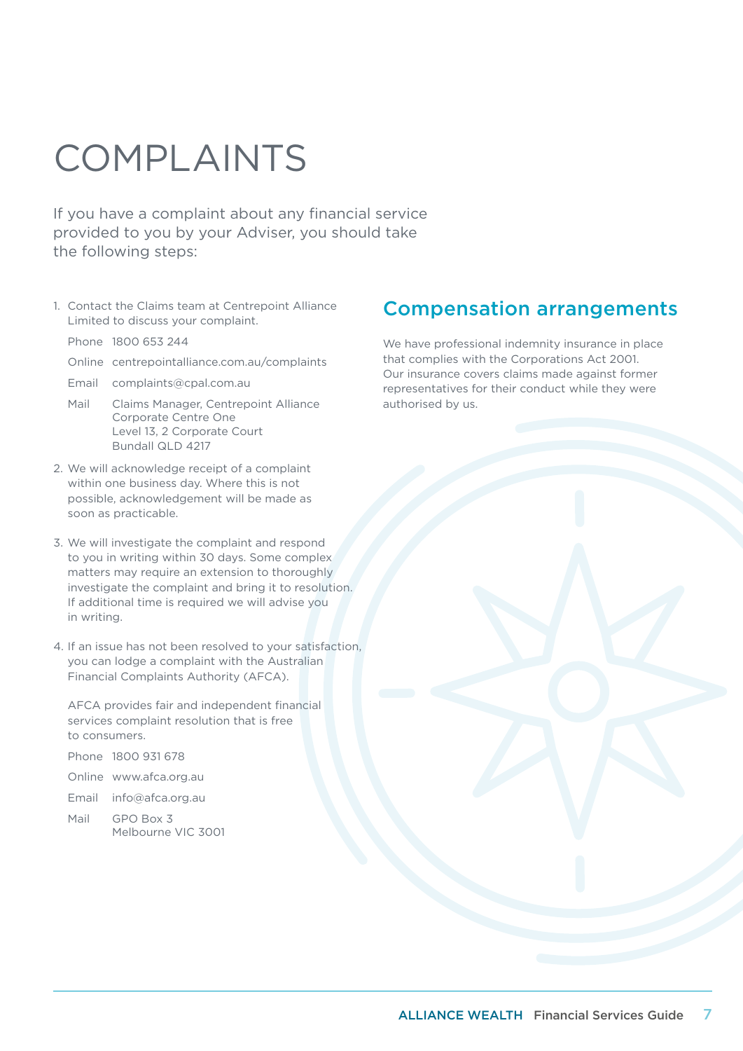# COMPLAINTS

If you have a complaint about any financial service provided to you by your Adviser, you should take the following steps:

1. Contact the Claims team at Centrepoint Alliance Limited to discuss your complaint.

   Phone 1800 653 244

   Online centrepointalliance.com.au/complaints

   Email complaints@cpal.com.au

   Mail Claims Manager, Centrepoint Alliance
   Corporate Centre One
   Level 13, 2 Corporate Court
   Bundall QLD 4217

2. We will acknowledge receipt of a complaint within one business day. Where this is not possible, acknowledgement will be made as soon as practicable.

3. We will investigate the complaint and respond to you in writing within 30 days. Some complex matters may require an extension to thoroughly investigate the complaint and bring it to resolution. If additional time is required we will advise you in writing.

4. If an issue has not been resolved to your satisfaction, you can lodge a complaint with the Australian Financial Complaints Authority (AFCA).

   AFCA provides fair and independent financial services complaint resolution that is free to consumers.

   Phone 1800 931 678

   Online www.afca.org.au

   Email info@afca.org.au

   Mail GPO Box 3
   Melbourne VIC 3001

## Compensation arrangements

We have professional indemnity insurance in place that complies with the Corporations Act 2001. Our insurance covers claims made against former representatives for their conduct while they were authorised by us.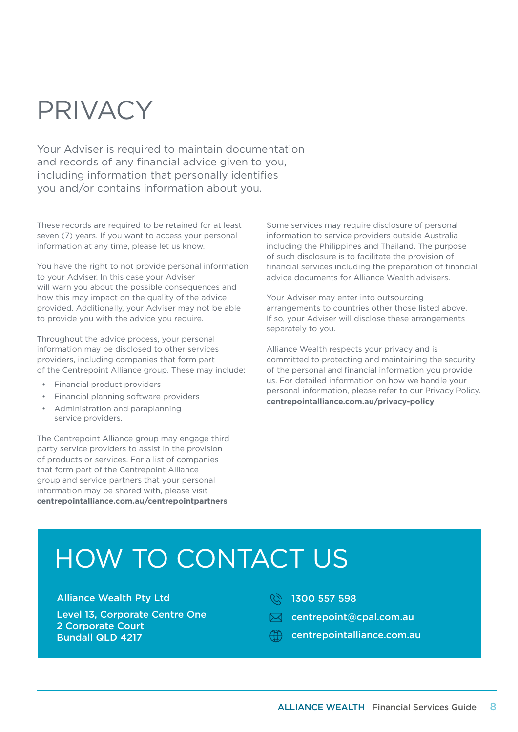# PRIVACY

Your Adviser is required to maintain documentation and records of any financial advice given to you, including information that personally identifies you and/or contains information about you.

These records are required to be retained for at least seven (7) years. If you want to access your personal information at any time, please let us know.

You have the right to not provide personal information to your Adviser. In this case your Adviser will warn you about the possible consequences and how this may impact on the quality of the advice provided. Additionally, your Adviser may not be able to provide you with the advice you require.

Throughout the advice process, your personal information may be disclosed to other services providers, including companies that form part of the Centrepoint Alliance group. These may include:

- Financial product providers
- Financial planning software providers
- Administration and paraplanning service providers.

The Centrepoint Alliance group may engage third party service providers to assist in the provision of products or services. For a list of companies that form part of the Centrepoint Alliance group and service partners that your personal information may be shared with, please visit **centrepointalliance.com.au/centrepointpartners**

Some services may require disclosure of personal information to service providers outside Australia including the Philippines and Thailand. The purpose of such disclosure is to facilitate the provision of financial services including the preparation of financial advice documents for Alliance Wealth advisers.

Your Adviser may enter into outsourcing arrangements to countries other those listed above. If so, your Adviser will disclose these arrangements separately to you.

Alliance Wealth respects your privacy and is committed to protecting and maintaining the security of the personal and financial information you provide us. For detailed information on how we handle your personal information, please refer to our Privacy Policy. **centrepointalliance.com.au/privacy-policy**

# HOW TO CONTACT US

**Alliance Wealth Pty Ltd**

**Level 13, Corporate Centre One**
**2 Corporate Court**
**Bundall QLD 4217**

**1300 557 598**

**centrepoint@cpal.com.au**

**centrepointalliance.com.au**